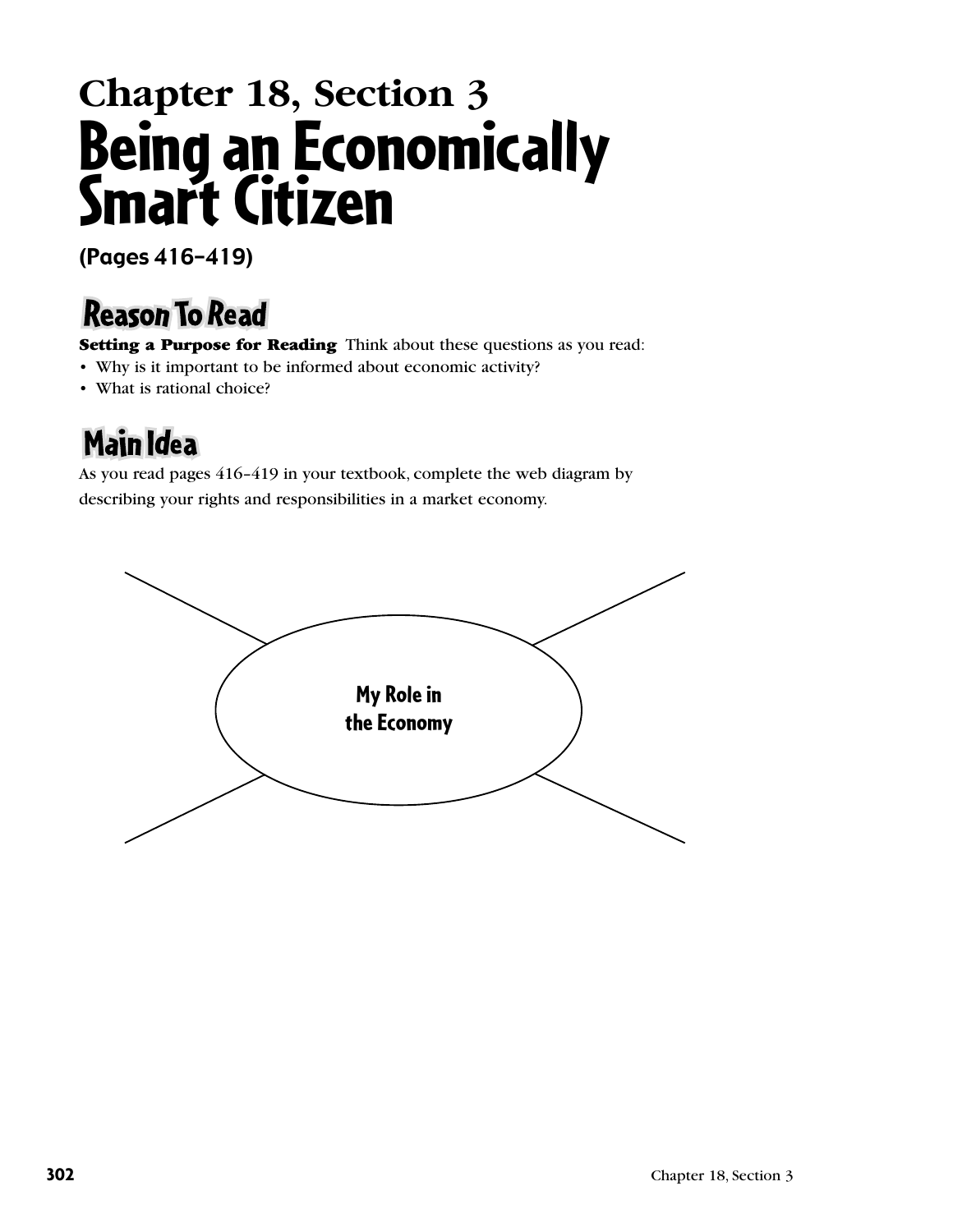# Chapter 18, Section 3
# Being an Economically Smart Citizen

**(Pages 416–419)**

## Reason To Read

**Setting a Purpose for Reading** Think about these questions as you read:

- Why is it important to be informed about economic activity?
- What is rational choice?

## Main Idea

As you read pages 416–419 in your textbook, complete the web diagram by describing your rights and responsibilities in a market economy.

My Role in the Economy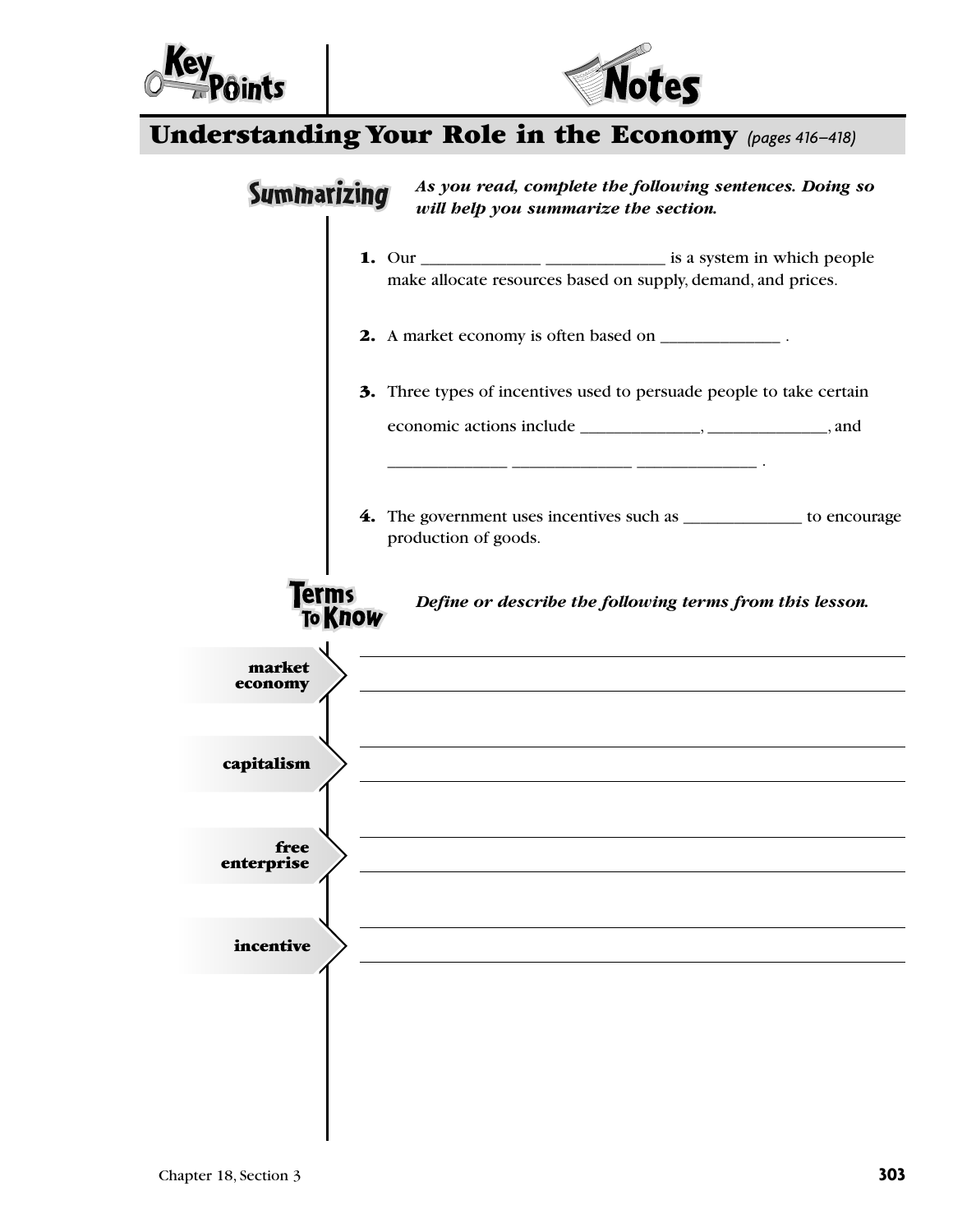Key Points | Notes

## Understanding Your Role in the Economy *(pages 416–418)*

### Summarizing

***As you read, complete the following sentences. Doing so will help you summarize the section.***

**1.** Our ______________ ______________ is a system in which people make allocate resources based on supply, demand, and prices.

**2.** A market economy is often based on ______________ .

**3.** Three types of incentives used to persuade people to take certain economic actions include ______________, ______________, and ______________ ______________ ______________ .

**4.** The government uses incentives such as ______________ to encourage production of goods.

### Terms To Know

***Define or describe the following terms from this lesson.***

**market economy**
______________________________________________
______________________________________________

**capitalism**
______________________________________________
______________________________________________

**free enterprise**
______________________________________________
______________________________________________

**incentive**
______________________________________________
______________________________________________

Chapter 18, Section 3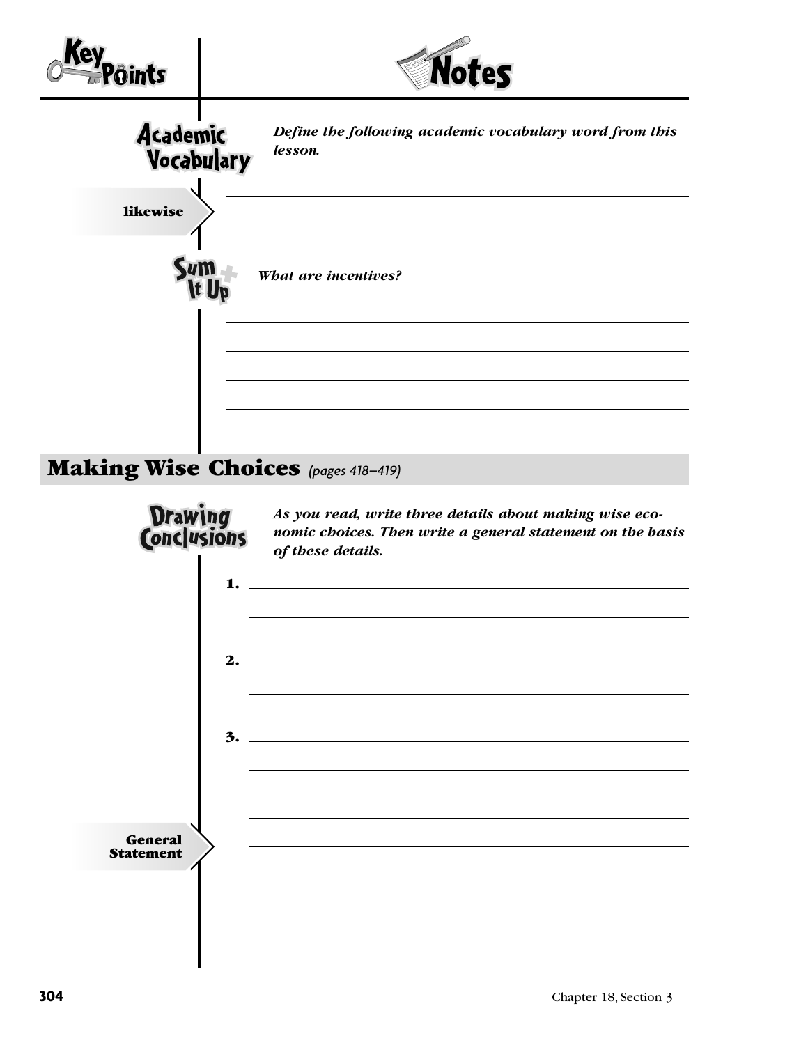**Key Points** | **Notes**

**Academic Vocabulary**

*Define the following academic vocabulary word from this lesson.*

**likewise**

______________________________________________

______________________________________________

**Sum It Up**

*What are incentives?*

______________________________________________

______________________________________________

______________________________________________

______________________________________________

## Making Wise Choices *(pages 418–419)*

**Drawing Conclusions**

*As you read, write three details about making wise economic choices. Then write a general statement on the basis of these details.*

1. ______________________________________________

______________________________________________

2. ______________________________________________

______________________________________________

3. ______________________________________________

______________________________________________

**General Statement**

______________________________________________

______________________________________________

______________________________________________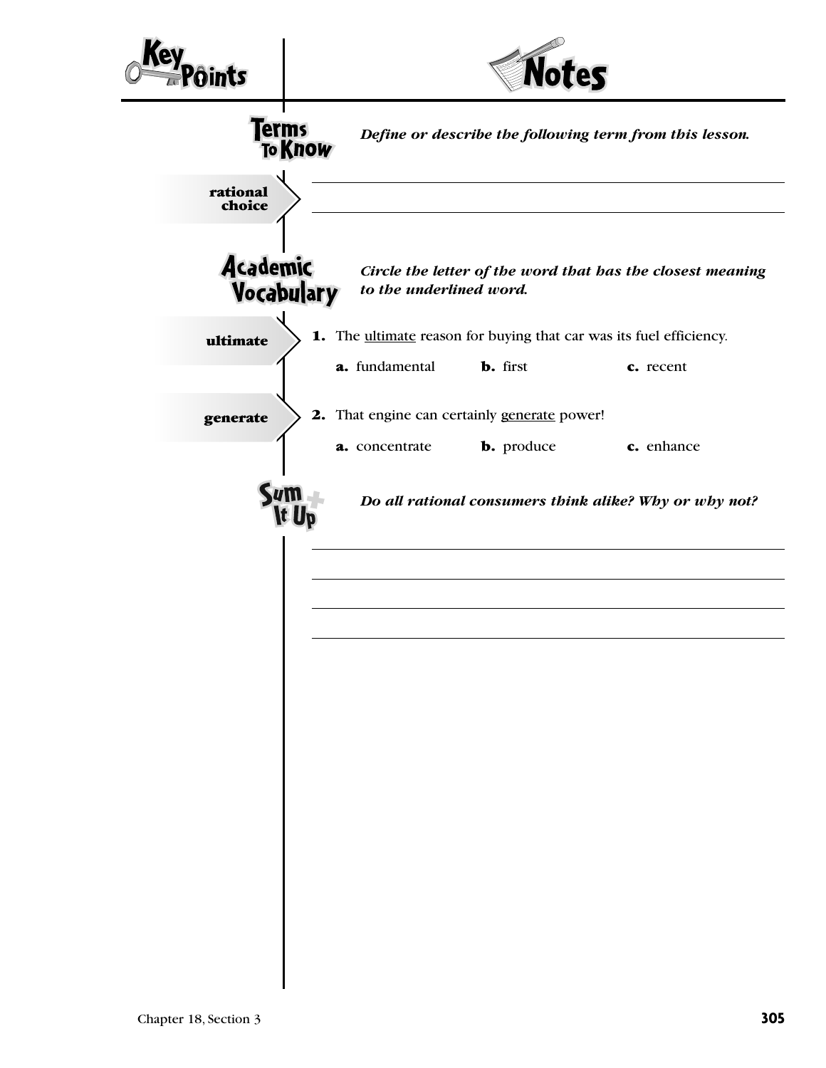## Key Points | Notes

### Terms To Know

*Define or describe the following term from this lesson.*

**rational choice**

_______________________________________________

_______________________________________________

### Academic Vocabulary

*Circle the letter of the word that has the closest meaning to the underlined word.*

**ultimate**

**1.** The <u>ultimate</u> reason for buying that car was its fuel efficiency.

**a.** fundamental  **b.** first  **c.** recent

**generate**

**2.** That engine can certainly <u>generate</u> power!

**a.** concentrate  **b.** produce  **c.** enhance

### Sum It Up

*Do all rational consumers think alike? Why or why not?*

_______________________________________________

_______________________________________________

_______________________________________________

_______________________________________________

Chapter 18, Section 3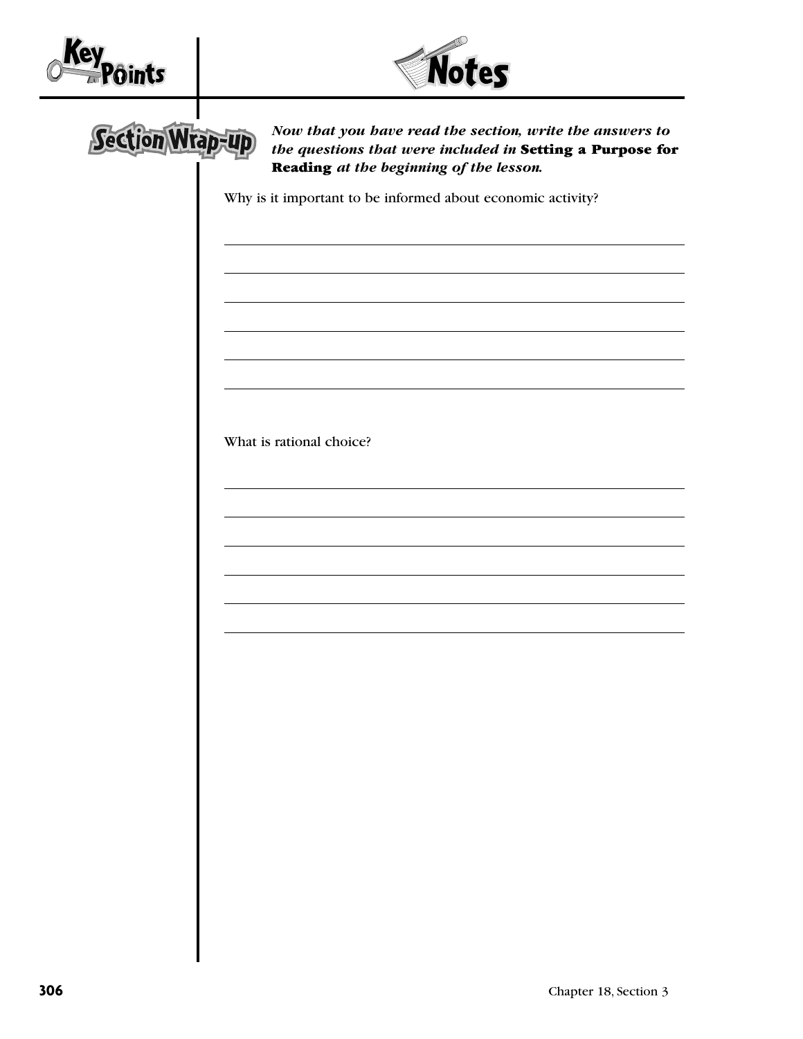Key Points

Notes

## Section Wrap-up

***Now that you have read the section, write the answers to the questions that were included in* Setting a Purpose for Reading *at the beginning of the lesson.***

Why is it important to be informed about economic activity?

What is rational choice?